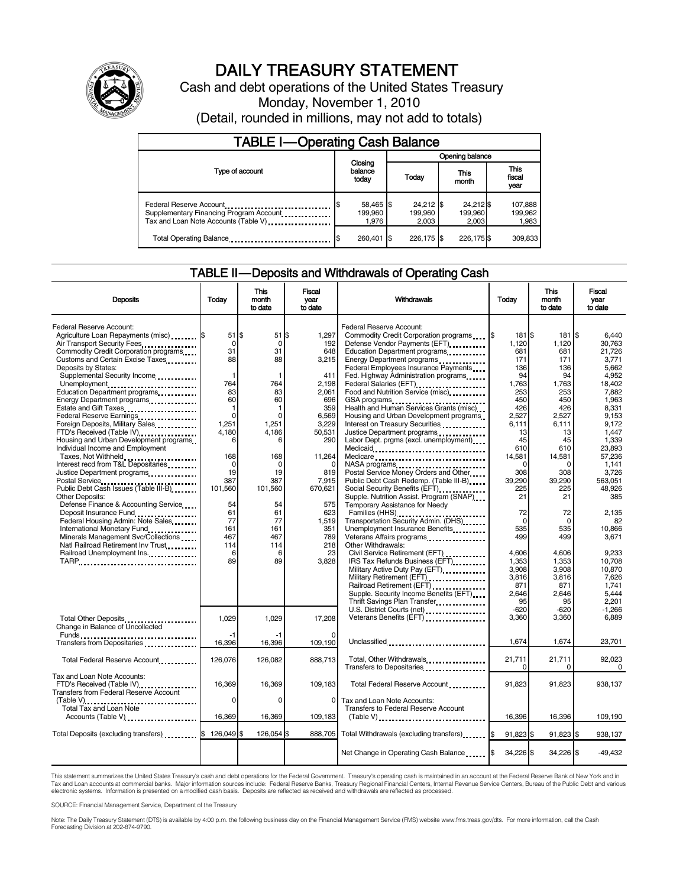# DAILY TREASURY STATEMENT

Cash and debt operations of the United States Treasury

Monday, November 1, 2010

(Detail, rounded in millions, may not add to totals)

## TABLE I—Operating Cash Balance

| Type of account | Closing balance today | Opening balance Today | Opening balance This month | Opening balance This fiscal year |
|---|---|---|---|---|
| Federal Reserve Account | $ 58,465 | $ 24,212 | $ 24,212 | $ 107,888 |
| Supplementary Financing Program Account | 199,960 | 199,960 | 199,960 | 199,962 |
| Tax and Loan Note Accounts (Table V) | 1,976 | 2,003 | 2,003 | 1,983 |
| Total Operating Balance | $ 260,401 | $ 226,175 | $ 226,175 | $ 309,833 |

## TABLE II—Deposits and Withdrawals of Operating Cash

| Deposits | Today | This month to date | Fiscal year to date |
|---|---|---|---|
| Federal Reserve Account: | | | |
| Agriculture Loan Repayments (misc) | $ 51 | $ 51 | $ 1,297 |
| Air Transport Security Fees | 0 | 0 | 192 |
| Commodity Credit Corporation programs | 31 | 31 | 648 |
| Customs and Certain Excise Taxes | 88 | 88 | 3,215 |
| Deposits by States: | | | |
| Supplemental Security Income | 1 | 1 | 411 |
| Unemployment | 764 | 764 | 2,198 |
| Education Department programs | 83 | 83 | 2,061 |
| Energy Department programs | 60 | 60 | 696 |
| Estate and Gift Taxes | 1 | 1 | 359 |
| Federal Reserve Earnings | 0 | 0 | 6,569 |
| Foreign Deposits, Military Sales | 1,251 | 1,251 | 3,229 |
| FTD's Received (Table IV) | 4,180 | 4,186 | 50,531 |
| Housing and Urban Development programs | 6 | 6 | 290 |
| Individual Income and Employment Taxes, Not Withheld | 168 | 168 | 11,264 |
| Interest recd from T&L Depositaries | 0 | 0 | 0 |
| Justice Department programs | 19 | 19 | 819 |
| Postal Service | 387 | 387 | 7,915 |
| Public Debt Cash Issues (Table III-B) | 101,560 | 101,560 | 670,621 |
| Other Deposits: | | | |
| Defense Finance & Accounting Service | 54 | 54 | 575 |
| Deposit Insurance Fund | 61 | 61 | 623 |
| Federal Housing Admin: Note Sales | 77 | 77 | 1,519 |
| International Monetary Fund | 161 | 161 | 351 |
| Minerals Management Svc/Collections | 467 | 467 | 789 |
| Natl Railroad Retirement Inv Trust | 114 | 114 | 218 |
| Railroad Unemployment Ins. | 6 | 6 | 23 |
| TARP | 89 | 89 | 3,828 |
| Total Other Deposits | 1,029 | 1,029 | 17,208 |
| Change in Balance of Uncollected Funds | -1 | -1 | 0 |
| Transfers from Depositaries | 16,396 | 16,396 | 109,190 |
| Total Federal Reserve Account | 126,076 | 126,082 | 888,713 |
| Tax and Loan Note Accounts: | | | |
| FTD's Received (Table IV) | 16,369 | 16,369 | 109,183 |
| Transfers from Federal Reserve Account (Table V) | 0 | 0 | 0 |
| Total Tax and Loan Note Accounts (Table V) | 16,369 | 16,369 | 109,183 |
| Total Deposits (excluding transfers) | $ 126,049 | $ 126,054 | $ 888,705 |

| Withdrawals | Today | This month to date | Fiscal year to date |
|---|---|---|---|
| Federal Reserve Account: | | | |
| Commodity Credit Corporation programs | $ 181 | $ 181 | $ 6,440 |
| Defense Vendor Payments (EFT) | 1,120 | 1,120 | 30,763 |
| Education Department programs | 681 | 681 | 21,726 |
| Energy Department programs | 171 | 171 | 3,771 |
| Federal Employees Insurance Payments | 136 | 136 | 5,662 |
| Fed. Highway Administration programs | 94 | 94 | 4,952 |
| Federal Salaries (EFT) | 1,763 | 1,763 | 18,402 |
| Food and Nutrition Service (misc) | 253 | 253 | 7,882 |
| GSA programs | 450 | 450 | 1,963 |
| Health and Human Services Grants (misc) | 426 | 426 | 8,331 |
| Housing and Urban Development programs | 2,527 | 2,527 | 9,153 |
| Interest on Treasury Securities | 6,111 | 6,111 | 9,172 |
| Justice Department programs | 13 | 13 | 1,447 |
| Labor Dept. prgms (excl. unemployment) | 45 | 45 | 1,339 |
| Medicaid | 610 | 610 | 23,893 |
| Medicare | 14,581 | 14,581 | 57,236 |
| NASA programs | 0 | 0 | 1,141 |
| Postal Service Money Orders and Other | 308 | 308 | 3,726 |
| Public Debt Cash Redemp. (Table III-B) | 39,290 | 39,290 | 563,051 |
| Social Security Benefits (EFT) | 225 | 225 | 48,926 |
| Supple. Nutrition Assist. Program (SNAP) | 21 | 21 | 385 |
| Temporary Assistance for Needy Families (HHS) | 72 | 72 | 2,135 |
| Transportation Security Admin. (DHS) | 0 | 0 | 82 |
| Unemployment Insurance Benefits | 535 | 535 | 10,866 |
| Veterans Affairs programs | 499 | 499 | 3,671 |
| Other Withdrawals: | | | |
| Civil Service Retirement (EFT) | 4,606 | 4,606 | 9,233 |
| IRS Tax Refunds Business (EFT) | 1,353 | 1,353 | 10,708 |
| Military Active Duty Pay (EFT) | 3,908 | 3,908 | 10,870 |
| Military Retirement (EFT) | 3,816 | 3,816 | 7,626 |
| Railroad Retirement (EFT) | 871 | 871 | 1,741 |
| Supple. Security Income Benefits (EFT) | 2,646 | 2,646 | 5,444 |
| Thrift Savings Plan Transfer | 95 | 95 | 2,201 |
| U.S. District Courts (net) | -620 | -620 | -1,266 |
| Veterans Benefits (EFT) | 3,360 | 3,360 | 6,889 |
| Unclassified | 1,674 | 1,674 | 23,701 |
| Total, Other Withdrawals | 21,711 | 21,711 | 92,023 |
| Transfers to Depositaries | 0 | 0 | 0 |
| Total Federal Reserve Account | 91,823 | 91,823 | 938,137 |
| Tax and Loan Note Accounts: | | | |
| Transfers to Federal Reserve Account (Table V) | 16,396 | 16,396 | 109,190 |
| Total Withdrawals (excluding transfers) | $ 91,823 | $ 91,823 | $ 938,137 |
| Net Change in Operating Cash Balance | $ 34,226 | $ 34,226 | $ -49,432 |

This statement summarizes the United States Treasury's cash and debt operations for the Federal Government. Treasury's operating cash is maintained in an account at the Federal Reserve Bank of New York and in Tax and Loan accounts at commercial banks. Major information sources include: Federal Reserve Banks, Treasury Regional Financial Centers, Internal Revenue Service Centers, Bureau of the Public Debt and various electronic systems. Information is presented on a modified cash basis. Deposits are reflected as received and withdrawals are reflected as processed.

SOURCE: Financial Management Service, Department of the Treasury

Note: The Daily Treasury Statement (DTS) is available by 4:00 p.m. the following business day on the Financial Management Service (FMS) website www.fms.treas.gov/dts. For more information, call the Cash Forecasting Division at 202-874-9790.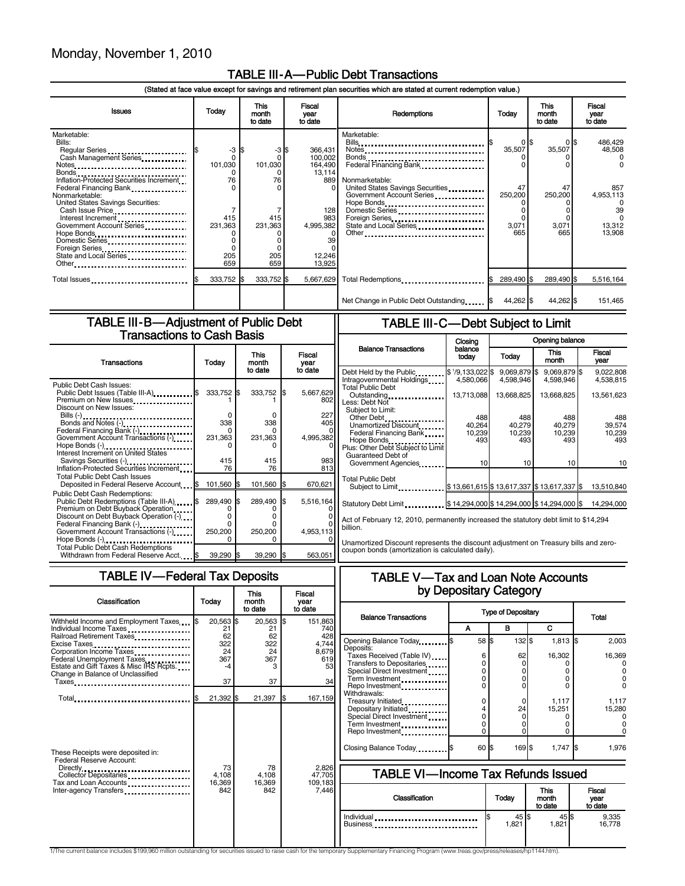Monday, November 1, 2010

## TABLE III-A—Public Debt Transactions

(Stated at face value except for savings and retirement plan securities which are stated at current redemption value.)

| Issues | Today | This month to date | Fiscal year to date |
|---|---|---|---|
| Marketable: | | | |
| Bills: | | | |
| Regular Series | $ -3 | $ -3 | $ 366,431 |
| Cash Management Series | 0 | 0 | 100,002 |
| Notes | 101,030 | 101,030 | 164,490 |
| Bonds | 0 | 0 | 13,114 |
| Inflation-Protected Securities Increment | 76 | 76 | 889 |
| Federal Financing Bank | 0 | 0 | 0 |
| Nonmarketable: | | | |
| United States Savings Securities: | | | |
| Cash Issue Price | 7 | 7 | 128 |
| Interest Increment | 415 | 415 | 983 |
| Government Account Series | 231,363 | 231,363 | 4,995,382 |
| Hope Bonds | 0 | 0 | 0 |
| Domestic Series | 0 | 0 | 39 |
| Foreign Series | 0 | 0 | 0 |
| State and Local Series | 205 | 205 | 12,246 |
| Other | 659 | 659 | 13,925 |
| Total Issues | $ 333,752 | $ 333,752 | $ 5,667,629 |

| Redemptions | Today | This month to date | Fiscal year to date |
|---|---|---|---|
| Marketable: | | | |
| Bills | $ 0 | $ 0 | $ 486,429 |
| Notes | 35,507 | 35,507 | 48,508 |
| Bonds | 0 | 0 | 0 |
| Federal Financing Bank | 0 | 0 | 0 |
| Nonmarketable: | | | |
| United States Savings Securities | 47 | 47 | 857 |
| Government Account Series | 250,200 | 250,200 | 4,953,113 |
| Hope Bonds | 0 | 0 | 0 |
| Domestic Series | 0 | 0 | 39 |
| Foreign Series | 0 | 0 | 0 |
| State and Local Series | 3,071 | 3,071 | 13,312 |
| Other | 665 | 665 | 13,908 |
| Total Redemptions | $ 289,490 | $ 289,490 | $ 5,516,164 |
| Net Change in Public Debt Outstanding | $ 44,262 | $ 44,262 | $ 151,465 |

## TABLE III-B—Adjustment of Public Debt Transactions to Cash Basis

| Transactions | Today | This month to date | Fiscal year to date |
|---|---|---|---|
| Public Debt Cash Issues: | | | |
| Public Debt Issues (Table III-A) | $ 333,752 | $ 333,752 | $ 5,667,629 |
| Premium on New Issues | 1 | 1 | 802 |
| Discount on New Issues: | | | |
| Bills (-) | 0 | 0 | 227 |
| Bonds and Notes (-) | 338 | 338 | 405 |
| Federal Financing Bank (-) | 0 | 0 | 0 |
| Government Account Transactions (-) | 231,363 | 231,363 | 4,995,382 |
| Hope Bonds (-) | 0 | 0 | 0 |
| Interest Increment on United States Savings Securities (-) | 415 | 415 | 983 |
| Inflation-Protected Securities Increment | 76 | 76 | 813 |
| Total Public Debt Cash Issues Deposited in Federal Reserve Account | $ 101,560 | $ 101,560 | $ 670,621 |
| Public Debt Cash Redemptions: | | | |
| Public Debt Redemptions (Table III-A) | $ 289,490 | $ 289,490 | $ 5,516,164 |
| Premium on Debt Buyback Operation | 0 | 0 | 0 |
| Discount on Debt Buyback Operation (-) | 0 | 0 | 0 |
| Federal Financing Bank (-) | 0 | 0 | 0 |
| Government Account Transactions (-) | 250,200 | 250,200 | 4,953,113 |
| Hope Bonds (-) | 0 | 0 | 0 |
| Total Public Debt Cash Redemptions Withdrawn from Federal Reserve Acct. | $ 39,290 | $ 39,290 | $ 563,051 |

## TABLE III-C—Debt Subject to Limit

| Balance Transactions | Closing balance today | Opening balance Today | Opening balance This month | Opening balance Fiscal year |
|---|---|---|---|---|
| Debt Held by the Public | $ [1]/9,133,022 | $ 9,069,879 | $ 9,069,879 | $ 9,022,808 |
| Intragovernmental Holdings | 4,580,066 | 4,598,946 | 4,598,946 | 4,538,815 |
| Total Public Debt Outstanding | 13,713,088 | 13,668,825 | 13,668,825 | 13,561,623 |
| Less: Debt Not Subject to Limit: | | | | |
| Other Debt | 488 | 488 | 488 | 488 |
| Unamortized Discount | 40,264 | 40,279 | 40,279 | 39,574 |
| Federal Financing Bank | 10,239 | 10,239 | 10,239 | 10,239 |
| Hope Bonds | 493 | 493 | 493 | 493 |
| Plus: Other Debt Subject to Limit | | | | |
| Guaranteed Debt of Government Agencies | 10 | 10 | 10 | 10 |
| Total Public Debt Subject to Limit | $ 13,661,615 | $ 13,617,337 | $ 13,617,337 | $ 13,510,840 |
| Statutory Debt Limit | $ 14,294,000 | $ 14,294,000 | $ 14,294,000 | $ 14,294,000 |

Act of February 12, 2010, permanently increased the statutory debt limit to $14,294 billion.

Unamortized Discount represents the discount adjustment on Treasury bills and zero-coupon bonds (amortization is calculated daily).

## TABLE IV—Federal Tax Deposits

| Classification | Today | This month to date | Fiscal year to date |
|---|---|---|---|
| Withheld Income and Employment Taxes | $ 20,563 | $ 20,563 | $ 151,863 |
| Individual Income Taxes | 21 | 21 | 740 |
| Railroad Retirement Taxes | 62 | 62 | 428 |
| Excise Taxes | 322 | 322 | 4,744 |
| Corporation Income Taxes | 24 | 24 | 8,679 |
| Federal Unemployment Taxes | 367 | 367 | 619 |
| Estate and Gift Taxes & Misc IRS Rcpts. | -4 | 3 | 53 |
| Change in Balance of Unclassified Taxes | 37 | 37 | 34 |
| Total | $ 21,392 | $ 21,397 | $ 167,159 |
| These Receipts were deposited in: | | | |
| Federal Reserve Account: | | | |
| Directly | 73 | 78 | 2,826 |
| Collector Depositaries | 4,108 | 4,108 | 47,705 |
| Tax and Loan Accounts | 16,369 | 16,369 | 109,183 |
| Inter-agency Transfers | 842 | 842 | 7,446 |

## TABLE V—Tax and Loan Note Accounts by Depositary Category

| Balance Transactions | Type of Depositary A | Type of Depositary B | Type of Depositary C | Total |
|---|---|---|---|---|
| Opening Balance Today | $ 58 | $ 132 | $ 1,813 | $ 2,003 |
| Deposits: | | | | |
| Taxes Received (Table IV) | 6 | 62 | 16,302 | 16,369 |
| Transfers to Depositaries | 0 | 0 | 0 | 0 |
| Special Direct Investment | 0 | 0 | 0 | 0 |
| Term Investment | 0 | 0 | 0 | 0 |
| Repo Investment | 0 | 0 | 0 | 0 |
| Withdrawals: | | | | |
| Treasury Initiated | 0 | 0 | 1,117 | 1,117 |
| Depositary Initiated | 4 | 24 | 15,251 | 15,280 |
| Special Direct Investment | 0 | 0 | 0 | 0 |
| Term Investment | 0 | 0 | 0 | 0 |
| Repo Investment | 0 | 0 | 0 | 0 |
| Closing Balance Today | $ 60 | $ 169 | $ 1,747 | $ 1,976 |

## TABLE VI—Income Tax Refunds Issued

| Classification | Today | This month to date | Fiscal year to date |
|---|---|---|---|
| Individual | $ 45 | $ 45 | $ 9,335 |
| Business | 1,821 | 1,821 | 16,778 |

1/The current balance includes $199,960 million outstanding for securities issued to raise cash for the temporary Supplementary Financing Program (www.treas.gov/press/releases/hp1144.htm).